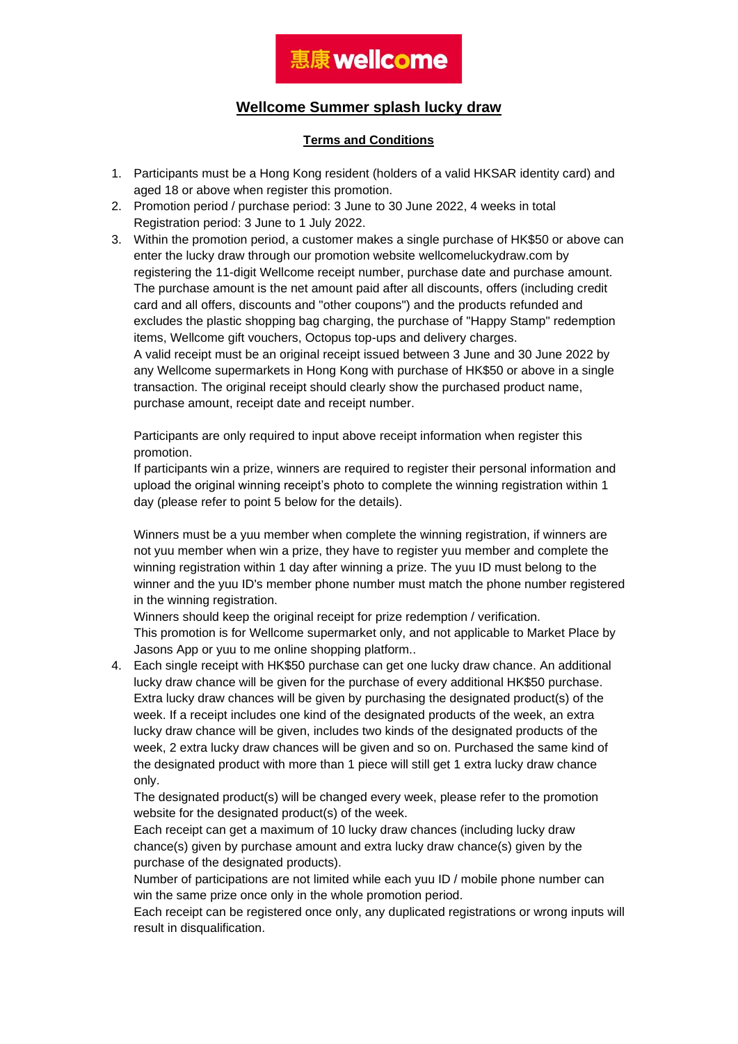惠康 wellcome

# Wellcome Summer splash lucky draw

## Terms and Conditions

1. Participants must be a Hong Kong resident (holders of a valid HKSAR identity card) and aged 18 or above when register this promotion.
2. Promotion period / purchase period: 3 June to 30 June 2022, 4 weeks in total
   Registration period: 3 June to 1 July 2022.
3. Within the promotion period, a customer makes a single purchase of HK$50 or above can enter the lucky draw through our promotion website wellcomeluckydraw.com by registering the 11-digit Wellcome receipt number, purchase date and purchase amount. The purchase amount is the net amount paid after all discounts, offers (including credit card and all offers, discounts and "other coupons") and the products refunded and excludes the plastic shopping bag charging, the purchase of "Happy Stamp" redemption items, Wellcome gift vouchers, Octopus top-ups and delivery charges.
   A valid receipt must be an original receipt issued between 3 June and 30 June 2022 by any Wellcome supermarkets in Hong Kong with purchase of HK$50 or above in a single transaction. The original receipt should clearly show the purchased product name, purchase amount, receipt date and receipt number.

   Participants are only required to input above receipt information when register this promotion.
   If participants win a prize, winners are required to register their personal information and upload the original winning receipt's photo to complete the winning registration within 1 day (please refer to point 5 below for the details).

   Winners must be a yuu member when complete the winning registration, if winners are not yuu member when win a prize, they have to register yuu member and complete the winning registration within 1 day after winning a prize. The yuu ID must belong to the winner and the yuu ID's member phone number must match the phone number registered in the winning registration.
   Winners should keep the original receipt for prize redemption / verification.
   This promotion is for Wellcome supermarket only, and not applicable to Market Place by Jasons App or yuu to me online shopping platform..
4. Each single receipt with HK$50 purchase can get one lucky draw chance. An additional lucky draw chance will be given for the purchase of every additional HK$50 purchase. Extra lucky draw chances will be given by purchasing the designated product(s) of the week. If a receipt includes one kind of the designated products of the week, an extra lucky draw chance will be given, includes two kinds of the designated products of the week, 2 extra lucky draw chances will be given and so on. Purchased the same kind of the designated product with more than 1 piece will still get 1 extra lucky draw chance only.
   The designated product(s) will be changed every week, please refer to the promotion website for the designated product(s) of the week.
   Each receipt can get a maximum of 10 lucky draw chances (including lucky draw chance(s) given by purchase amount and extra lucky draw chance(s) given by the purchase of the designated products).
   Number of participations are not limited while each yuu ID / mobile phone number can win the same prize once only in the whole promotion period.
   Each receipt can be registered once only, any duplicated registrations or wrong inputs will result in disqualification.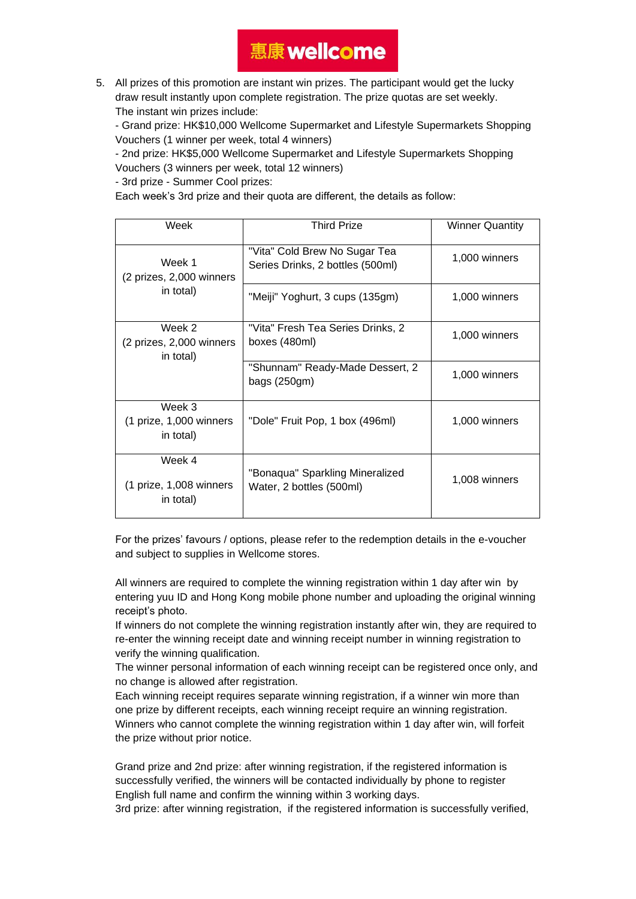5. All prizes of this promotion are instant win prizes. The participant would get the lucky draw result instantly upon complete registration. The prize quotas are set weekly. The instant win prizes include:
   - Grand prize: HK$10,000 Wellcome Supermarket and Lifestyle Supermarkets Shopping Vouchers (1 winner per week, total 4 winners)
   - 2nd prize: HK$5,000 Wellcome Supermarket and Lifestyle Supermarkets Shopping Vouchers (3 winners per week, total 12 winners)
   - 3rd prize - Summer Cool prizes:

   Each week's 3rd prize and their quota are different, the details as follow:

| Week | Third Prize | Winner Quantity |
|---|---|---|
| Week 1 (2 prizes, 2,000 winners in total) | "Vita" Cold Brew No Sugar Tea Series Drinks, 2 bottles (500ml) | 1,000 winners |
| | "Meiji" Yoghurt, 3 cups (135gm) | 1,000 winners |
| Week 2 (2 prizes, 2,000 winners in total) | "Vita" Fresh Tea Series Drinks, 2 boxes (480ml) | 1,000 winners |
| | "Shunnam" Ready-Made Dessert, 2 bags (250gm) | 1,000 winners |
| Week 3 (1 prize, 1,000 winners in total) | "Dole" Fruit Pop, 1 box (496ml) | 1,000 winners |
| Week 4 (1 prize, 1,008 winners in total) | "Bonaqua" Sparkling Mineralized Water, 2 bottles (500ml) | 1,008 winners |

   For the prizes' favours / options, please refer to the redemption details in the e-voucher and subject to supplies in Wellcome stores.

   All winners are required to complete the winning registration within 1 day after win by entering yuu ID and Hong Kong mobile phone number and uploading the original winning receipt's photo.
   If winners do not complete the winning registration instantly after win, they are required to re-enter the winning receipt date and winning receipt number in winning registration to verify the winning qualification.
   The winner personal information of each winning receipt can be registered once only, and no change is allowed after registration.
   Each winning receipt requires separate winning registration, if a winner win more than one prize by different receipts, each winning receipt require an winning registration.
   Winners who cannot complete the winning registration within 1 day after win, will forfeit the prize without prior notice.

   Grand prize and 2nd prize: after winning registration, if the registered information is successfully verified, the winners will be contacted individually by phone to register English full name and confirm the winning within 3 working days.
   3rd prize: after winning registration, if the registered information is successfully verified,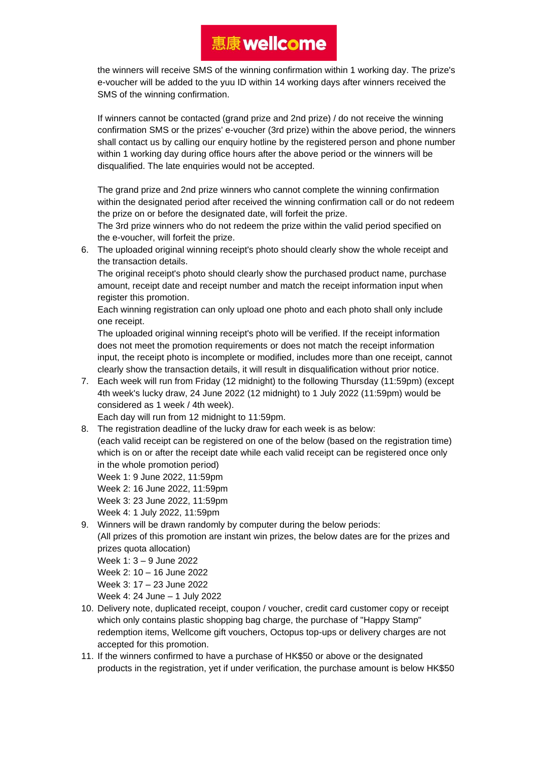the winners will receive SMS of the winning confirmation within 1 working day. The prize's e-voucher will be added to the yuu ID within 14 working days after winners received the SMS of the winning confirmation.

If winners cannot be contacted (grand prize and 2nd prize) / do not receive the winning confirmation SMS or the prizes' e-voucher (3rd prize) within the above period, the winners shall contact us by calling our enquiry hotline by the registered person and phone number within 1 working day during office hours after the above period or the winners will be disqualified. The late enquiries would not be accepted.

The grand prize and 2nd prize winners who cannot complete the winning confirmation within the designated period after received the winning confirmation call or do not redeem the prize on or before the designated date, will forfeit the prize.
The 3rd prize winners who do not redeem the prize within the valid period specified on the e-voucher, will forfeit the prize.

6. The uploaded original winning receipt's photo should clearly show the whole receipt and the transaction details.
   The original receipt's photo should clearly show the purchased product name, purchase amount, receipt date and receipt number and match the receipt information input when register this promotion.
   Each winning registration can only upload one photo and each photo shall only include one receipt.
   The uploaded original winning receipt's photo will be verified. If the receipt information does not meet the promotion requirements or does not match the receipt information input, the receipt photo is incomplete or modified, includes more than one receipt, cannot clearly show the transaction details, it will result in disqualification without prior notice.
7. Each week will run from Friday (12 midnight) to the following Thursday (11:59pm) (except 4th week's lucky draw, 24 June 2022 (12 midnight) to 1 July 2022 (11:59pm) would be considered as 1 week / 4th week).
   Each day will run from 12 midnight to 11:59pm.
8. The registration deadline of the lucky draw for each week is as below:
   (each valid receipt can be registered on one of the below (based on the registration time) which is on or after the receipt date while each valid receipt can be registered once only in the whole promotion period)
   Week 1: 9 June 2022, 11:59pm
   Week 2: 16 June 2022, 11:59pm
   Week 3: 23 June 2022, 11:59pm
   Week 4: 1 July 2022, 11:59pm
9. Winners will be drawn randomly by computer during the below periods:
   (All prizes of this promotion are instant win prizes, the below dates are for the prizes and prizes quota allocation)
   Week 1: 3 – 9 June 2022
   Week 2: 10 – 16 June 2022
   Week 3: 17 – 23 June 2022
   Week 4: 24 June – 1 July 2022
10. Delivery note, duplicated receipt, coupon / voucher, credit card customer copy or receipt which only contains plastic shopping bag charge, the purchase of "Happy Stamp" redemption items, Wellcome gift vouchers, Octopus top-ups or delivery charges are not accepted for this promotion.
11. If the winners confirmed to have a purchase of HK$50 or above or the designated products in the registration, yet if under verification, the purchase amount is below HK$50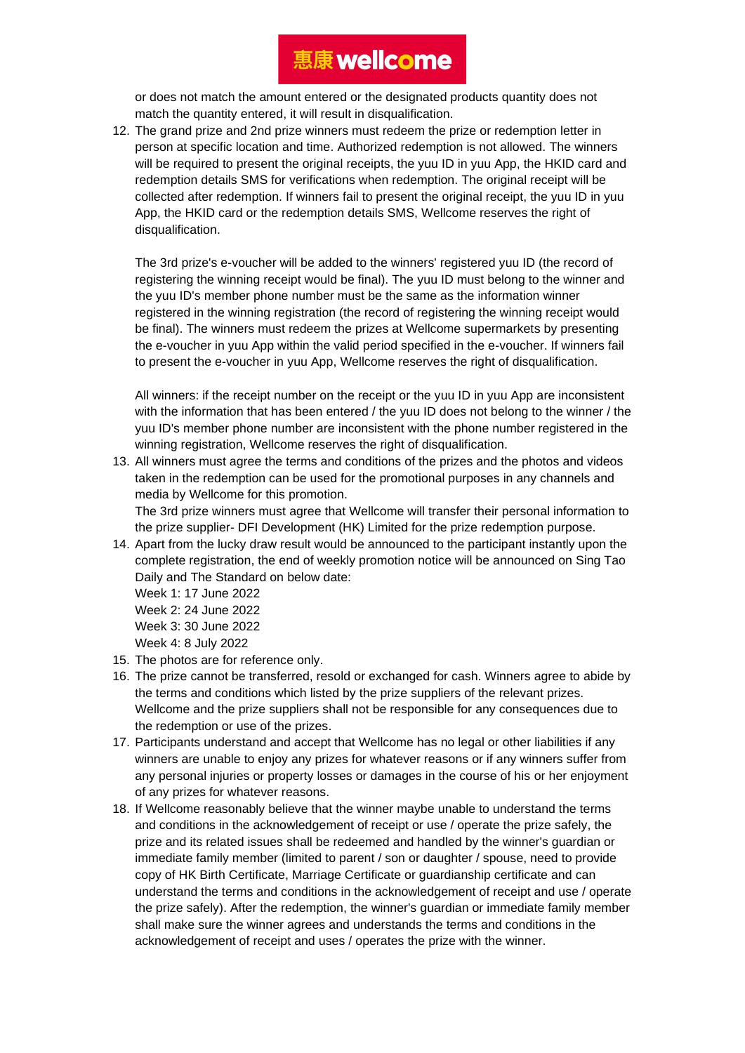or does not match the amount entered or the designated products quantity does not match the quantity entered, it will result in disqualification.

12. The grand prize and 2nd prize winners must redeem the prize or redemption letter in person at specific location and time. Authorized redemption is not allowed. The winners will be required to present the original receipts, the yuu ID in yuu App, the HKID card and redemption details SMS for verifications when redemption. The original receipt will be collected after redemption. If winners fail to present the original receipt, the yuu ID in yuu App, the HKID card or the redemption details SMS, Wellcome reserves the right of disqualification.

    The 3rd prize's e-voucher will be added to the winners' registered yuu ID (the record of registering the winning receipt would be final). The yuu ID must belong to the winner and the yuu ID's member phone number must be the same as the information winner registered in the winning registration (the record of registering the winning receipt would be final). The winners must redeem the prizes at Wellcome supermarkets by presenting the e-voucher in yuu App within the valid period specified in the e-voucher. If winners fail to present the e-voucher in yuu App, Wellcome reserves the right of disqualification.

    All winners: if the receipt number on the receipt or the yuu ID in yuu App are inconsistent with the information that has been entered / the yuu ID does not belong to the winner / the yuu ID's member phone number are inconsistent with the phone number registered in the winning registration, Wellcome reserves the right of disqualification.

13. All winners must agree the terms and conditions of the prizes and the photos and videos taken in the redemption can be used for the promotional purposes in any channels and media by Wellcome for this promotion.
    The 3rd prize winners must agree that Wellcome will transfer their personal information to the prize supplier- DFI Development (HK) Limited for the prize redemption purpose.
14. Apart from the lucky draw result would be announced to the participant instantly upon the complete registration, the end of weekly promotion notice will be announced on Sing Tao Daily and The Standard on below date:
    Week 1: 17 June 2022
    Week 2: 24 June 2022
    Week 3: 30 June 2022
    Week 4: 8 July 2022
15. The photos are for reference only.
16. The prize cannot be transferred, resold or exchanged for cash. Winners agree to abide by the terms and conditions which listed by the prize suppliers of the relevant prizes. Wellcome and the prize suppliers shall not be responsible for any consequences due to the redemption or use of the prizes.
17. Participants understand and accept that Wellcome has no legal or other liabilities if any winners are unable to enjoy any prizes for whatever reasons or if any winners suffer from any personal injuries or property losses or damages in the course of his or her enjoyment of any prizes for whatever reasons.
18. If Wellcome reasonably believe that the winner maybe unable to understand the terms and conditions in the acknowledgement of receipt or use / operate the prize safely, the prize and its related issues shall be redeemed and handled by the winner's guardian or immediate family member (limited to parent / son or daughter / spouse, need to provide copy of HK Birth Certificate, Marriage Certificate or guardianship certificate and can understand the terms and conditions in the acknowledgement of receipt and use / operate the prize safely). After the redemption, the winner's guardian or immediate family member shall make sure the winner agrees and understands the terms and conditions in the acknowledgement of receipt and uses / operates the prize with the winner.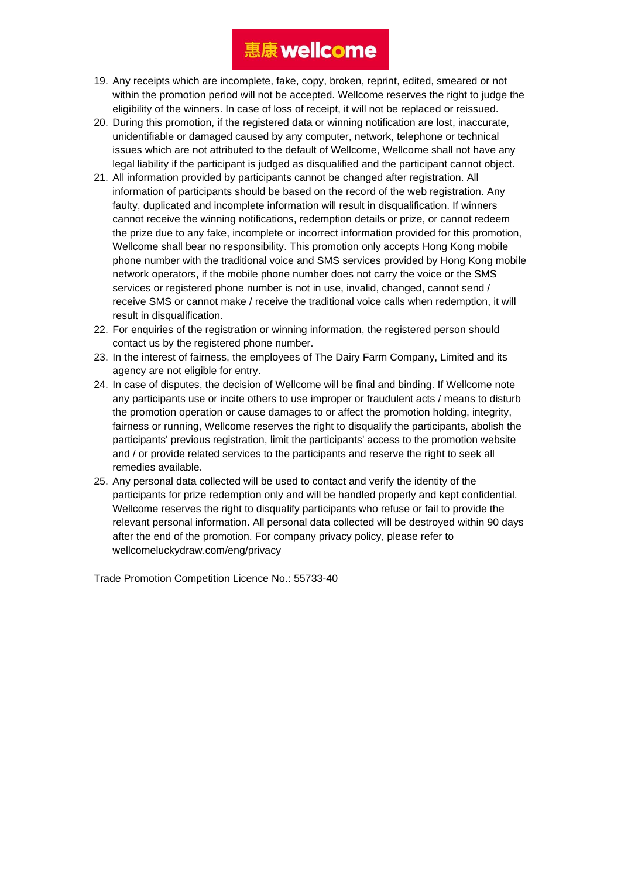19. Any receipts which are incomplete, fake, copy, broken, reprint, edited, smeared or not within the promotion period will not be accepted. Wellcome reserves the right to judge the eligibility of the winners. In case of loss of receipt, it will not be replaced or reissued.
20. During this promotion, if the registered data or winning notification are lost, inaccurate, unidentifiable or damaged caused by any computer, network, telephone or technical issues which are not attributed to the default of Wellcome, Wellcome shall not have any legal liability if the participant is judged as disqualified and the participant cannot object.
21. All information provided by participants cannot be changed after registration. All information of participants should be based on the record of the web registration. Any faulty, duplicated and incomplete information will result in disqualification. If winners cannot receive the winning notifications, redemption details or prize, or cannot redeem the prize due to any fake, incomplete or incorrect information provided for this promotion, Wellcome shall bear no responsibility. This promotion only accepts Hong Kong mobile phone number with the traditional voice and SMS services provided by Hong Kong mobile network operators, if the mobile phone number does not carry the voice or the SMS services or registered phone number is not in use, invalid, changed, cannot send / receive SMS or cannot make / receive the traditional voice calls when redemption, it will result in disqualification.
22. For enquiries of the registration or winning information, the registered person should contact us by the registered phone number.
23. In the interest of fairness, the employees of The Dairy Farm Company, Limited and its agency are not eligible for entry.
24. In case of disputes, the decision of Wellcome will be final and binding. If Wellcome note any participants use or incite others to use improper or fraudulent acts / means to disturb the promotion operation or cause damages to or affect the promotion holding, integrity, fairness or running, Wellcome reserves the right to disqualify the participants, abolish the participants' previous registration, limit the participants' access to the promotion website and / or provide related services to the participants and reserve the right to seek all remedies available.
25. Any personal data collected will be used to contact and verify the identity of the participants for prize redemption only and will be handled properly and kept confidential. Wellcome reserves the right to disqualify participants who refuse or fail to provide the relevant personal information. All personal data collected will be destroyed within 90 days after the end of the promotion. For company privacy policy, please refer to wellcomeluckydraw.com/eng/privacy

Trade Promotion Competition Licence No.: 55733-40